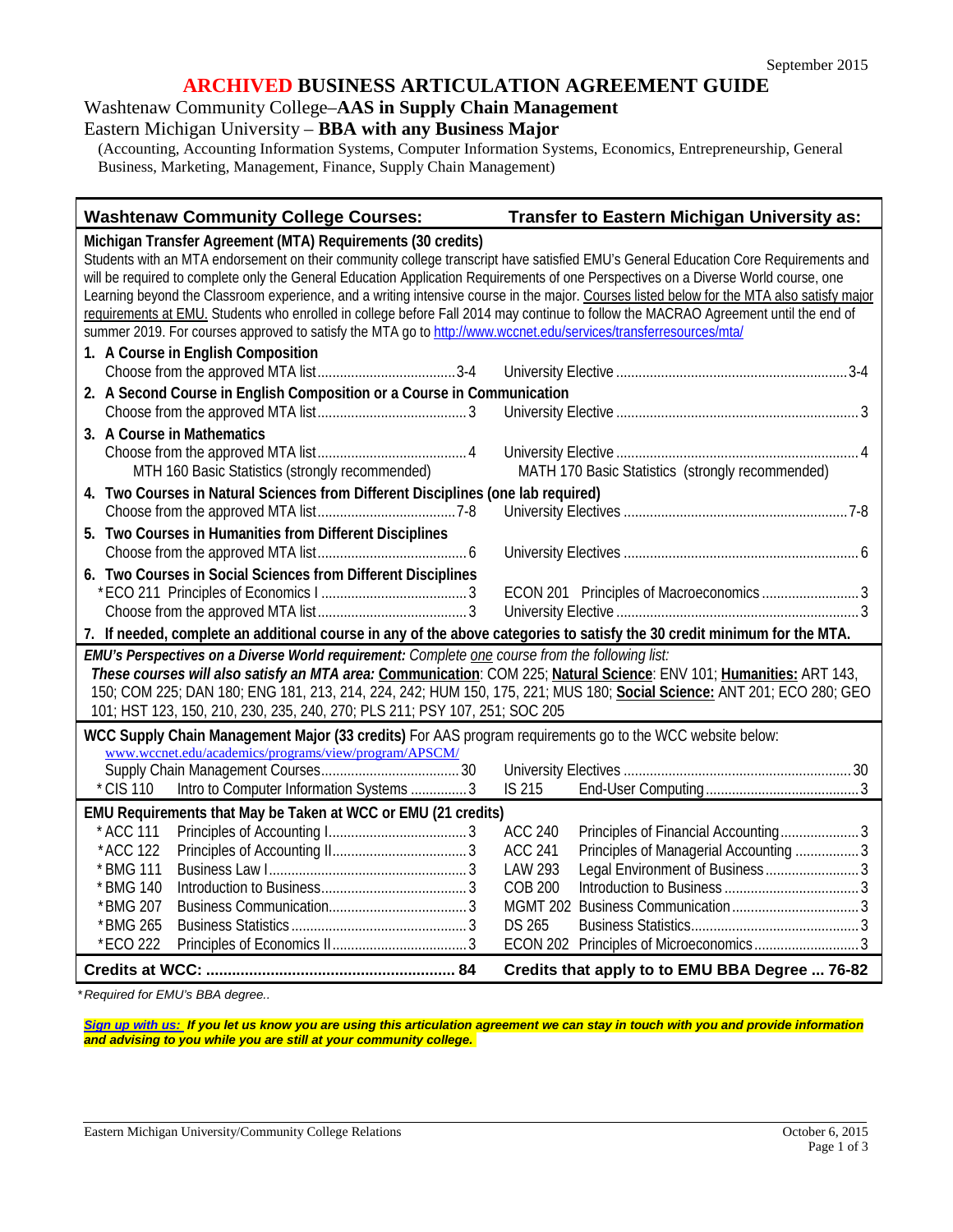September 2015

# ARCHIVED BUSINESS ARTICULATION AGREEMENT GUIDE

## Washtenaw Community College–**AAS in Supply Chain Management**
## Eastern Michigan University – **BBA with any Business Major**

(Accounting, Accounting Information Systems, Computer Information Systems, Economics, Entrepreneurship, General Business, Marketing, Management, Finance, Supply Chain Management)

| Washtenaw Community College Courses: | | Transfer to Eastern Michigan University as: | |
|---|---|---|---|
| **Michigan Transfer Agreement (MTA) Requirements (30 credits)** | | | |
| Students with an MTA endorsement on their community college transcript have satisfied EMU's General Education Core Requirements and will be required to complete only the General Education Application Requirements of one Perspectives on a Diverse World course, one Learning beyond the Classroom experience, and a writing intensive course in the major. Courses listed below for the MTA also satisfy major requirements at EMU. Students who enrolled in college before Fall 2014 may continue to follow the MACRAO Agreement until the end of summer 2019. For courses approved to satisfy the MTA go to http://www.wccnet.edu/services/transferresources/mta/ | | | |
| **1. A Course in English Composition** | | | |
| Choose from the approved MTA list | 3-4 | University Elective | 3-4 |
| **2. A Second Course in English Composition or a Course in Communication** | | | |
| Choose from the approved MTA list | 3 | University Elective | 3 |
| **3. A Course in Mathematics** | | | |
| Choose from the approved MTA list | 4 | University Elective | 4 |
| MTH 160 Basic Statistics (strongly recommended) | | MATH 170 Basic Statistics (strongly recommended) | |
| **4. Two Courses in Natural Sciences from Different Disciplines (one lab required)** | | | |
| Choose from the approved MTA list | 7-8 | University Electives | 7-8 |
| **5. Two Courses in Humanities from Different Disciplines** | | | |
| Choose from the approved MTA list | 6 | University Electives | 6 |
| **6. Two Courses in Social Sciences from Different Disciplines** | | | |
| *ECO 211 Principles of Economics I | 3 | ECON 201 Principles of Macroeconomics | 3 |
| Choose from the approved MTA list | 3 | University Elective | 3 |
| **7. If needed, complete an additional course in any of the above categories to satisfy the 30 credit minimum for the MTA.** | | | |
| ***EMU's Perspectives on a Diverse World requirement:*** *Complete one course from the following list:* ***These courses will also satisfy an MTA area:*** **Communication**: COM 225; **Natural Science**: ENV 101; **Humanities:** ART 143, 150; COM 225; DAN 180; ENG 181, 213, 214, 224, 242; HUM 150, 175, 221; MUS 180; **Social Science:** ANT 201; ECO 280; GEO 101; HST 123, 150, 210, 230, 235, 240, 270; PLS 211; PSY 107, 251; SOC 205 | | | |
| **WCC Supply Chain Management Major (33 credits)** For AAS program requirements go to the WCC website below: www.wccnet.edu/academics/programs/view/program/APSCM/ | | | |
| Supply Chain Management Courses | 30 | University Electives | 30 |
| *CIS 110 Intro to Computer Information Systems | 3 | IS 215 End-User Computing | 3 |
| **EMU Requirements that May be Taken at WCC or EMU (21 credits)** | | | |
| *ACC 111 Principles of Accounting I | 3 | ACC 240 Principles of Financial Accounting | 3 |
| *ACC 122 Principles of Accounting II | 3 | ACC 241 Principles of Managerial Accounting | 3 |
| *BMG 111 Business Law I | 3 | LAW 293 Legal Environment of Business | 3 |
| *BMG 140 Introduction to Business | 3 | COB 200 Introduction to Business | 3 |
| *BMG 207 Business Communication | 3 | MGMT 202 Business Communication | 3 |
| *BMG 265 Business Statistics | 3 | DS 265 Business Statistics | 3 |
| *ECO 222 Principles of Economics II | 3 | ECON 202 Principles of Microeconomics | 3 |
| **Credits at WCC:** | **84** | **Credits that apply to to EMU BBA Degree** | **76-82** |

*\*Required for EMU's BBA degree..*

***Sign up with us:** If you let us know you are using this articulation agreement we can stay in touch with you and provide information and advising to you while you are still at your community college.*

Eastern Michigan University/Community College Relations — October 6, 2015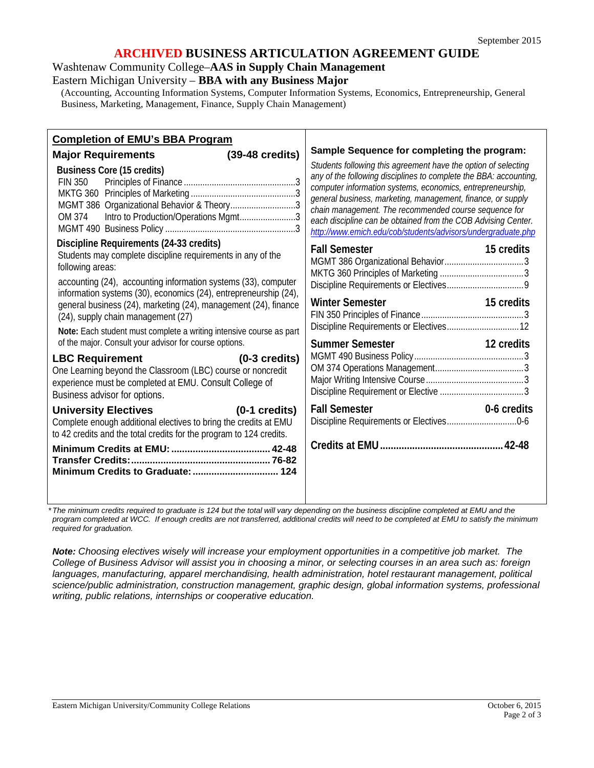September 2015

# ARCHIVED BUSINESS ARTICULATION AGREEMENT GUIDE

Washtenaw Community College–**AAS in Supply Chain Management**

Eastern Michigan University – **BBA with any Business Major**

(Accounting, Accounting Information Systems, Computer Information Systems, Economics, Entrepreneurship, General Business, Marketing, Management, Finance, Supply Chain Management)

## Completion of EMU's BBA Program

### Major Requirements (39-48 credits)

**Business Core (15 credits)**

| Course | Title | Credits |
|---|---|---|
| FIN 350 | Principles of Finance | 3 |
| MKTG 360 | Principles of Marketing | 3 |
| MGMT 386 | Organizational Behavior & Theory | 3 |
| OM 374 | Intro to Production/Operations Mgmt | 3 |
| MGMT 490 | Business Policy | 3 |

**Discipline Requirements (24-33 credits)**

Students may complete discipline requirements in any of the following areas:

accounting (24), accounting information systems (33), computer information systems (30), economics (24), entrepreneurship (24), general business (24), marketing (24), management (24), finance (24), supply chain management (27)

**Note:** Each student must complete a writing intensive course as part of the major. Consult your advisor for course options.

### LBC Requirement (0-3 credits)

One Learning beyond the Classroom (LBC) course or noncredit experience must be completed at EMU. Consult College of Business advisor for options.

### University Electives (0-1 credits)

Complete enough additional electives to bring the credits at EMU to 42 credits and the total credits for the program to 124 credits.

**Minimum Credits at EMU:** 42-48
**Transfer Credits:** 76-82
**Minimum Credits to Graduate:** 124

## Sample Sequence for completing the program:

*Students following this agreement have the option of selecting any of the following disciplines to complete the BBA: accounting, computer information systems, economics, entrepreneurship, general business, marketing, management, finance, or supply chain management. The recommended course sequence for each discipline can be obtained from the COB Advising Center.* http://www.emich.edu/cob/students/advisors/undergraduate.php

**Fall Semester — 15 credits**

| Course | Credits |
|---|---|
| MGMT 386 Organizational Behavior | 3 |
| MKTG 360 Principles of Marketing | 3 |
| Discipline Requirements or Electives | 9 |

**Winter Semester — 15 credits**

| Course | Credits |
|---|---|
| FIN 350 Principles of Finance | 3 |
| Discipline Requirements or Electives | 12 |

**Summer Semester — 12 credits**

| Course | Credits |
|---|---|
| MGMT 490 Business Policy | 3 |
| OM 374 Operations Management | 3 |
| Major Writing Intensive Course | 3 |
| Discipline Requirement or Elective | 3 |

**Fall Semester — 0-6 credits**

| Course | Credits |
|---|---|
| Discipline Requirements or Electives | 0-6 |

**Credits at EMU** 42-48

*\*The minimum credits required to graduate is 124 but the total will vary depending on the business discipline completed at EMU and the program completed at WCC. If enough credits are not transferred, additional credits will need to be completed at EMU to satisfy the minimum required for graduation.*

***Note:** Choosing electives wisely will increase your employment opportunities in a competitive job market. The College of Business Advisor will assist you in choosing a minor, or selecting courses in an area such as: foreign languages, manufacturing, apparel merchandising, health administration, hotel restaurant management, political science/public administration, construction management, graphic design, global information systems, professional writing, public relations, internships or cooperative education.*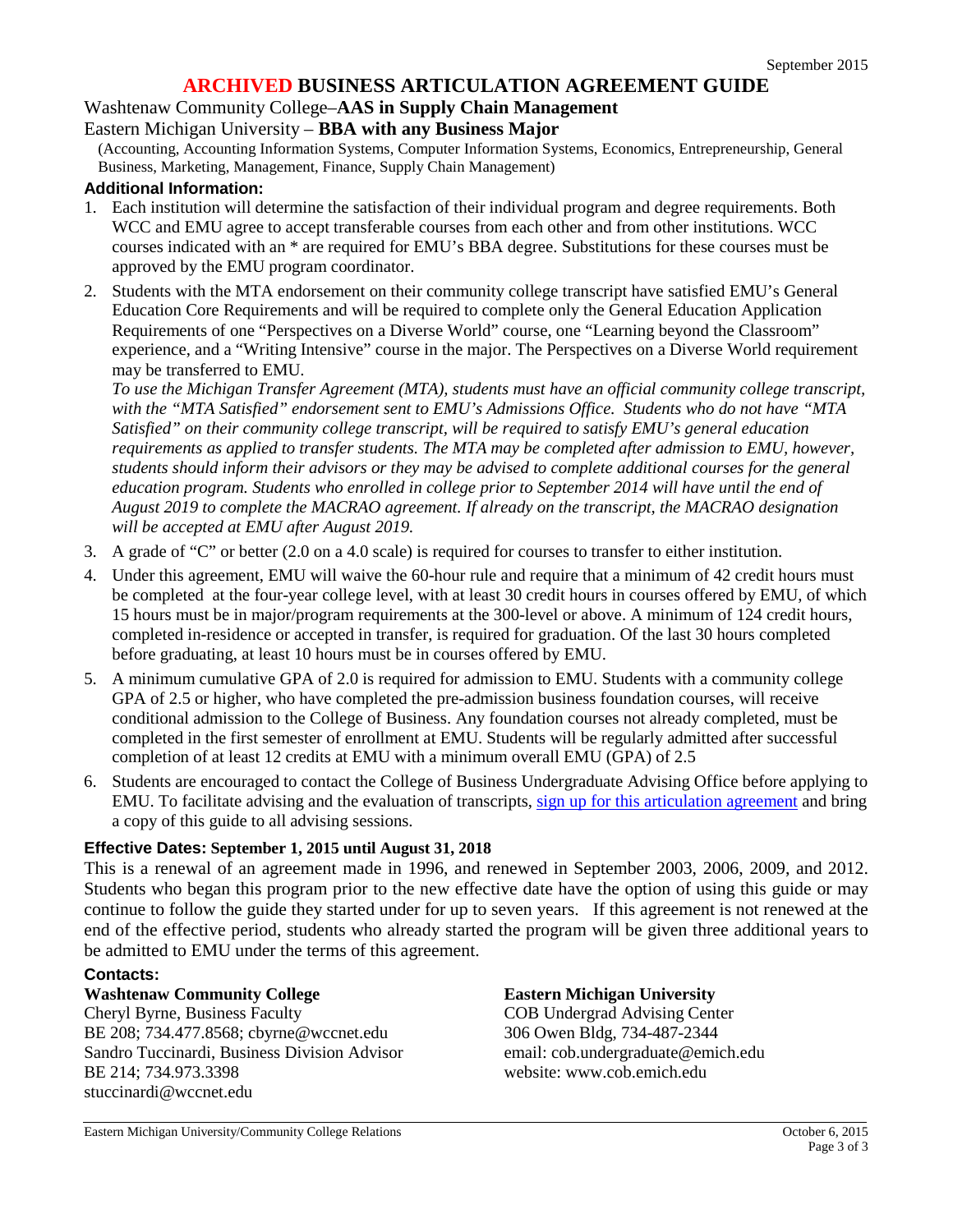September 2015

# ARCHIVED BUSINESS ARTICULATION AGREEMENT GUIDE

Washtenaw Community College–**AAS in Supply Chain Management**

Eastern Michigan University – **BBA with any Business Major**

(Accounting, Accounting Information Systems, Computer Information Systems, Economics, Entrepreneurship, General Business, Marketing, Management, Finance, Supply Chain Management)

### Additional Information:

1. Each institution will determine the satisfaction of their individual program and degree requirements. Both WCC and EMU agree to accept transferable courses from each other and from other institutions. WCC courses indicated with an * are required for EMU's BBA degree. Substitutions for these courses must be approved by the EMU program coordinator.
2. Students with the MTA endorsement on their community college transcript have satisfied EMU's General Education Core Requirements and will be required to complete only the General Education Application Requirements of one "Perspectives on a Diverse World" course, one "Learning beyond the Classroom" experience, and a "Writing Intensive" course in the major. The Perspectives on a Diverse World requirement may be transferred to EMU.
   *To use the Michigan Transfer Agreement (MTA), students must have an official community college transcript, with the "MTA Satisfied" endorsement sent to EMU's Admissions Office. Students who do not have "MTA Satisfied" on their community college transcript, will be required to satisfy EMU's general education requirements as applied to transfer students. The MTA may be completed after admission to EMU, however, students should inform their advisors or they may be advised to complete additional courses for the general education program. Students who enrolled in college prior to September 2014 will have until the end of August 2019 to complete the MACRAO agreement. If already on the transcript, the MACRAO designation will be accepted at EMU after August 2019.*
3. A grade of "C" or better (2.0 on a 4.0 scale) is required for courses to transfer to either institution.
4. Under this agreement, EMU will waive the 60-hour rule and require that a minimum of 42 credit hours must be completed at the four-year college level, with at least 30 credit hours in courses offered by EMU, of which 15 hours must be in major/program requirements at the 300-level or above. A minimum of 124 credit hours, completed in-residence or accepted in transfer, is required for graduation. Of the last 30 hours completed before graduating, at least 10 hours must be in courses offered by EMU.
5. A minimum cumulative GPA of 2.0 is required for admission to EMU. Students with a community college GPA of 2.5 or higher, who have completed the pre-admission business foundation courses, will receive conditional admission to the College of Business. Any foundation courses not already completed, must be completed in the first semester of enrollment at EMU. Students will be regularly admitted after successful completion of at least 12 credits at EMU with a minimum overall EMU (GPA) of 2.5
6. Students are encouraged to contact the College of Business Undergraduate Advising Office before applying to EMU. To facilitate advising and the evaluation of transcripts, sign up for this articulation agreement and bring a copy of this guide to all advising sessions.

### Effective Dates: September 1, 2015 until August 31, 2018

This is a renewal of an agreement made in 1996, and renewed in September 2003, 2006, 2009, and 2012. Students who began this program prior to the new effective date have the option of using this guide or may continue to follow the guide they started under for up to seven years. If this agreement is not renewed at the end of the effective period, students who already started the program will be given three additional years to be admitted to EMU under the terms of this agreement.

### Contacts:

**Washtenaw Community College**
Cheryl Byrne, Business Faculty
BE 208; 734.477.8568; cbyrne@wccnet.edu
Sandro Tuccinardi, Business Division Advisor
BE 214; 734.973.3398
stuccinardi@wccnet.edu

**Eastern Michigan University**
COB Undergrad Advising Center
306 Owen Bldg, 734-487-2344
email: cob.undergraduate@emich.edu
website: www.cob.emich.edu

Eastern Michigan University/Community College Relations October 6, 2015